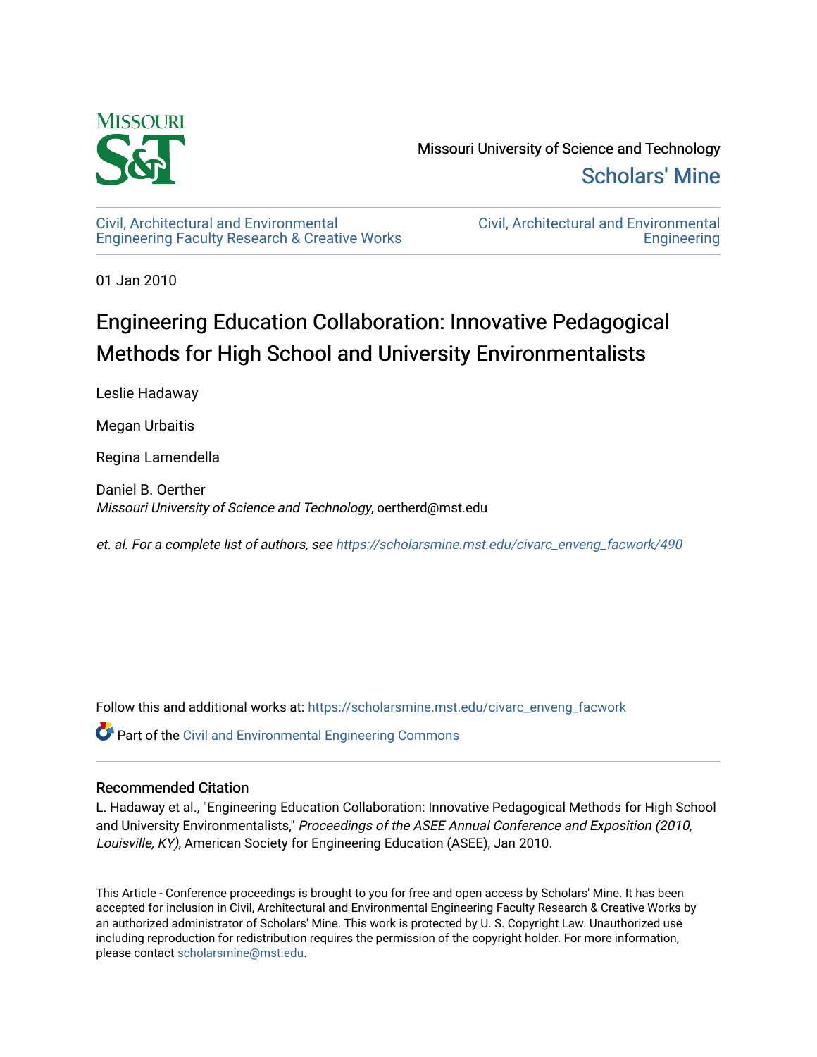Missouri University of Science and Technology

Scholars' Mine

Civil, Architectural and Environmental Engineering Faculty Research & Creative Works

Civil, Architectural and Environmental Engineering

01 Jan 2010

# Engineering Education Collaboration: Innovative Pedagogical Methods for High School and University Environmentalists

Leslie Hadaway

Megan Urbaitis

Regina Lamendella

Daniel B. Oerther
*Missouri University of Science and Technology*, oertherd@mst.edu

*et. al. For a complete list of authors, see* https://scholarsmine.mst.edu/civarc_enveng_facwork/490

Follow this and additional works at: https://scholarsmine.mst.edu/civarc_enveng_facwork

Part of the Civil and Environmental Engineering Commons

## Recommended Citation

L. Hadaway et al., "Engineering Education Collaboration: Innovative Pedagogical Methods for High School and University Environmentalists," *Proceedings of the ASEE Annual Conference and Exposition (2010, Louisville, KY)*, American Society for Engineering Education (ASEE), Jan 2010.

This Article - Conference proceedings is brought to you for free and open access by Scholars' Mine. It has been accepted for inclusion in Civil, Architectural and Environmental Engineering Faculty Research & Creative Works by an authorized administrator of Scholars' Mine. This work is protected by U. S. Copyright Law. Unauthorized use including reproduction for redistribution requires the permission of the copyright holder. For more information, please contact scholarsmine@mst.edu.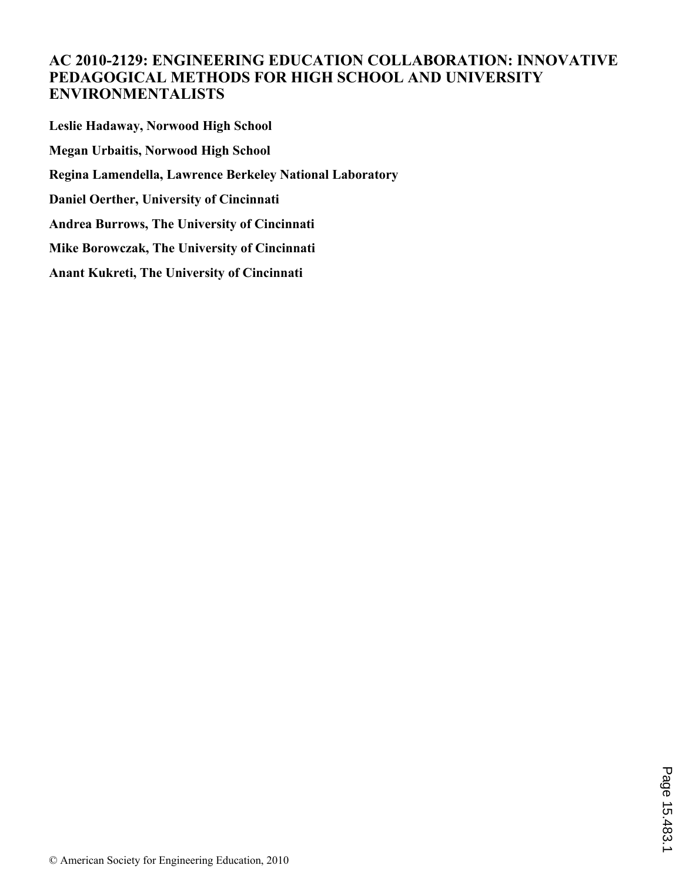# AC 2010-2129: ENGINEERING EDUCATION COLLABORATION: INNOVATIVE PEDAGOGICAL METHODS FOR HIGH SCHOOL AND UNIVERSITY ENVIRONMENTALISTS

**Leslie Hadaway, Norwood High School**

**Megan Urbaitis, Norwood High School**

**Regina Lamendella, Lawrence Berkeley National Laboratory**

**Daniel Oerther, University of Cincinnati**

**Andrea Burrows, The University of Cincinnati**

**Mike Borowczak, The University of Cincinnati**

**Anant Kukreti, The University of Cincinnati**

© American Society for Engineering Education, 2010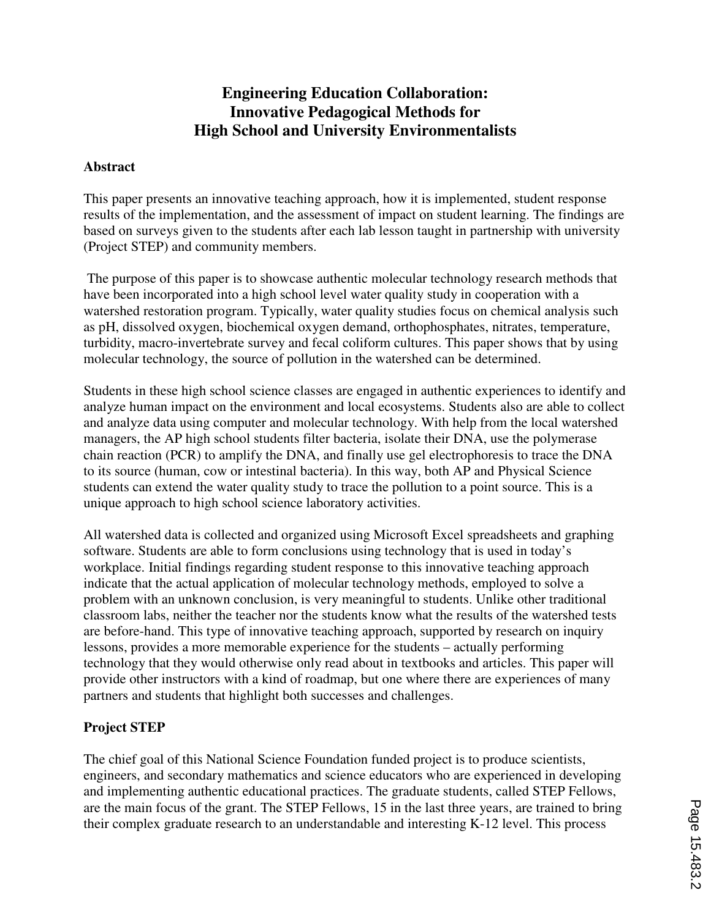# Engineering Education Collaboration: Innovative Pedagogical Methods for High School and University Environmentalists

## Abstract

This paper presents an innovative teaching approach, how it is implemented, student response results of the implementation, and the assessment of impact on student learning. The findings are based on surveys given to the students after each lab lesson taught in partnership with university (Project STEP) and community members.

The purpose of this paper is to showcase authentic molecular technology research methods that have been incorporated into a high school level water quality study in cooperation with a watershed restoration program. Typically, water quality studies focus on chemical analysis such as pH, dissolved oxygen, biochemical oxygen demand, orthophosphates, nitrates, temperature, turbidity, macro-invertebrate survey and fecal coliform cultures. This paper shows that by using molecular technology, the source of pollution in the watershed can be determined.

Students in these high school science classes are engaged in authentic experiences to identify and analyze human impact on the environment and local ecosystems. Students also are able to collect and analyze data using computer and molecular technology. With help from the local watershed managers, the AP high school students filter bacteria, isolate their DNA, use the polymerase chain reaction (PCR) to amplify the DNA, and finally use gel electrophoresis to trace the DNA to its source (human, cow or intestinal bacteria). In this way, both AP and Physical Science students can extend the water quality study to trace the pollution to a point source. This is a unique approach to high school science laboratory activities.

All watershed data is collected and organized using Microsoft Excel spreadsheets and graphing software. Students are able to form conclusions using technology that is used in today's workplace. Initial findings regarding student response to this innovative teaching approach indicate that the actual application of molecular technology methods, employed to solve a problem with an unknown conclusion, is very meaningful to students. Unlike other traditional classroom labs, neither the teacher nor the students know what the results of the watershed tests are before-hand. This type of innovative teaching approach, supported by research on inquiry lessons, provides a more memorable experience for the students – actually performing technology that they would otherwise only read about in textbooks and articles. This paper will provide other instructors with a kind of roadmap, but one where there are experiences of many partners and students that highlight both successes and challenges.

## Project STEP

The chief goal of this National Science Foundation funded project is to produce scientists, engineers, and secondary mathematics and science educators who are experienced in developing and implementing authentic educational practices. The graduate students, called STEP Fellows, are the main focus of the grant. The STEP Fellows, 15 in the last three years, are trained to bring their complex graduate research to an understandable and interesting K-12 level. This process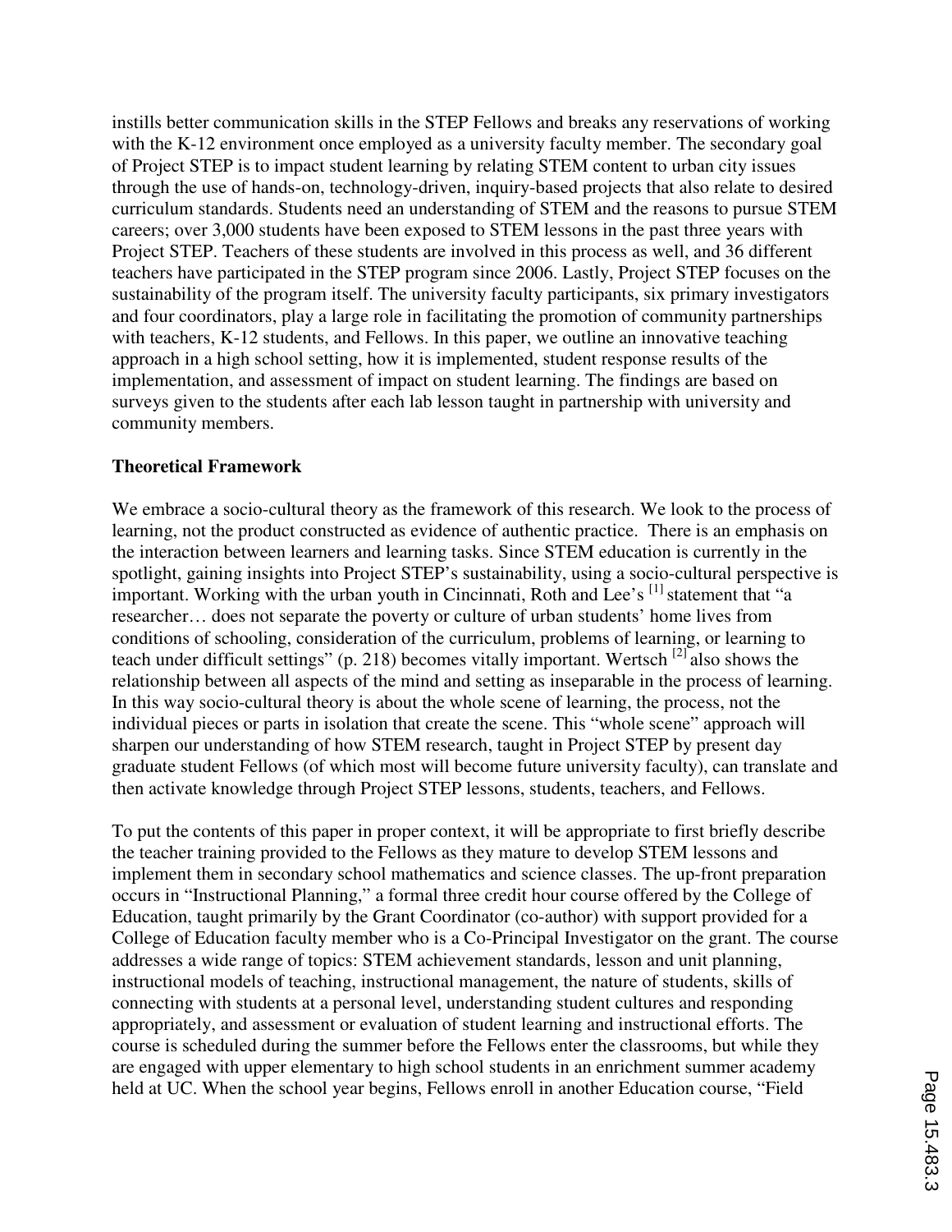instills better communication skills in the STEP Fellows and breaks any reservations of working with the K-12 environment once employed as a university faculty member. The secondary goal of Project STEP is to impact student learning by relating STEM content to urban city issues through the use of hands-on, technology-driven, inquiry-based projects that also relate to desired curriculum standards. Students need an understanding of STEM and the reasons to pursue STEM careers; over 3,000 students have been exposed to STEM lessons in the past three years with Project STEP. Teachers of these students are involved in this process as well, and 36 different teachers have participated in the STEP program since 2006. Lastly, Project STEP focuses on the sustainability of the program itself. The university faculty participants, six primary investigators and four coordinators, play a large role in facilitating the promotion of community partnerships with teachers, K-12 students, and Fellows. In this paper, we outline an innovative teaching approach in a high school setting, how it is implemented, student response results of the implementation, and assessment of impact on student learning. The findings are based on surveys given to the students after each lab lesson taught in partnership with university and community members.

**Theoretical Framework**

We embrace a socio-cultural theory as the framework of this research. We look to the process of learning, not the product constructed as evidence of authentic practice. There is an emphasis on the interaction between learners and learning tasks. Since STEM education is currently in the spotlight, gaining insights into Project STEP's sustainability, using a socio-cultural perspective is important. Working with the urban youth in Cincinnati, Roth and Lee's [1] statement that "a researcher… does not separate the poverty or culture of urban students' home lives from conditions of schooling, consideration of the curriculum, problems of learning, or learning to teach under difficult settings" (p. 218) becomes vitally important. Wertsch [2] also shows the relationship between all aspects of the mind and setting as inseparable in the process of learning. In this way socio-cultural theory is about the whole scene of learning, the process, not the individual pieces or parts in isolation that create the scene. This "whole scene" approach will sharpen our understanding of how STEM research, taught in Project STEP by present day graduate student Fellows (of which most will become future university faculty), can translate and then activate knowledge through Project STEP lessons, students, teachers, and Fellows.

To put the contents of this paper in proper context, it will be appropriate to first briefly describe the teacher training provided to the Fellows as they mature to develop STEM lessons and implement them in secondary school mathematics and science classes. The up-front preparation occurs in "Instructional Planning," a formal three credit hour course offered by the College of Education, taught primarily by the Grant Coordinator (co-author) with support provided for a College of Education faculty member who is a Co-Principal Investigator on the grant. The course addresses a wide range of topics: STEM achievement standards, lesson and unit planning, instructional models of teaching, instructional management, the nature of students, skills of connecting with students at a personal level, understanding student cultures and responding appropriately, and assessment or evaluation of student learning and instructional efforts. The course is scheduled during the summer before the Fellows enter the classrooms, but while they are engaged with upper elementary to high school students in an enrichment summer academy held at UC. When the school year begins, Fellows enroll in another Education course, "Field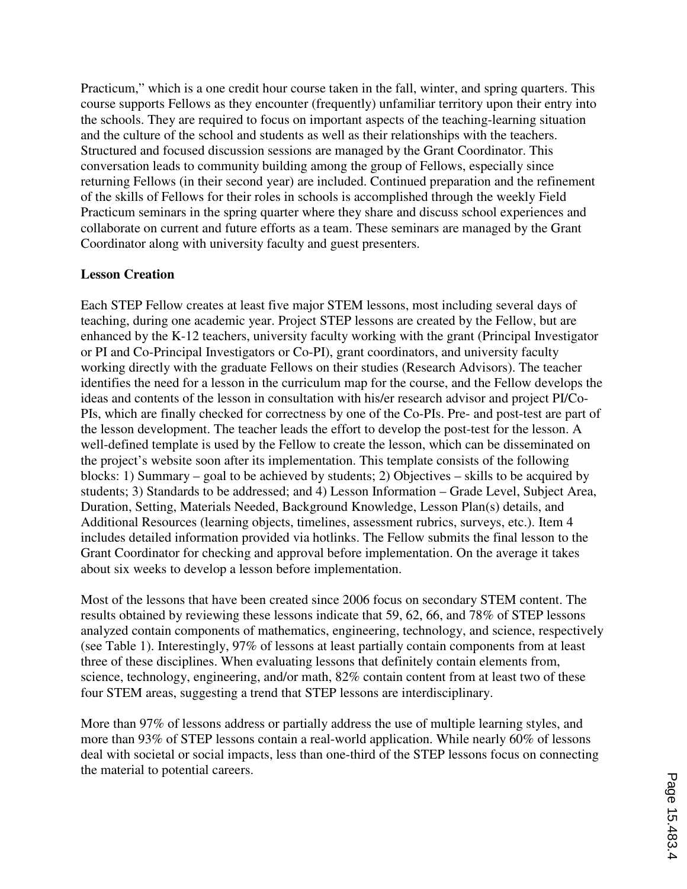Practicum," which is a one credit hour course taken in the fall, winter, and spring quarters. This course supports Fellows as they encounter (frequently) unfamiliar territory upon their entry into the schools. They are required to focus on important aspects of the teaching-learning situation and the culture of the school and students as well as their relationships with the teachers. Structured and focused discussion sessions are managed by the Grant Coordinator. This conversation leads to community building among the group of Fellows, especially since returning Fellows (in their second year) are included. Continued preparation and the refinement of the skills of Fellows for their roles in schools is accomplished through the weekly Field Practicum seminars in the spring quarter where they share and discuss school experiences and collaborate on current and future efforts as a team. These seminars are managed by the Grant Coordinator along with university faculty and guest presenters.

**Lesson Creation**

Each STEP Fellow creates at least five major STEM lessons, most including several days of teaching, during one academic year. Project STEP lessons are created by the Fellow, but are enhanced by the K-12 teachers, university faculty working with the grant (Principal Investigator or PI and Co-Principal Investigators or Co-PI), grant coordinators, and university faculty working directly with the graduate Fellows on their studies (Research Advisors). The teacher identifies the need for a lesson in the curriculum map for the course, and the Fellow develops the ideas and contents of the lesson in consultation with his/er research advisor and project PI/Co-PIs, which are finally checked for correctness by one of the Co-PIs. Pre- and post-test are part of the lesson development. The teacher leads the effort to develop the post-test for the lesson. A well-defined template is used by the Fellow to create the lesson, which can be disseminated on the project's website soon after its implementation. This template consists of the following blocks: 1) Summary – goal to be achieved by students; 2) Objectives – skills to be acquired by students; 3) Standards to be addressed; and 4) Lesson Information – Grade Level, Subject Area, Duration, Setting, Materials Needed, Background Knowledge, Lesson Plan(s) details, and Additional Resources (learning objects, timelines, assessment rubrics, surveys, etc.). Item 4 includes detailed information provided via hotlinks. The Fellow submits the final lesson to the Grant Coordinator for checking and approval before implementation. On the average it takes about six weeks to develop a lesson before implementation.

Most of the lessons that have been created since 2006 focus on secondary STEM content. The results obtained by reviewing these lessons indicate that 59, 62, 66, and 78% of STEP lessons analyzed contain components of mathematics, engineering, technology, and science, respectively (see Table 1). Interestingly, 97% of lessons at least partially contain components from at least three of these disciplines. When evaluating lessons that definitely contain elements from, science, technology, engineering, and/or math, 82% contain content from at least two of these four STEM areas, suggesting a trend that STEP lessons are interdisciplinary.

More than 97% of lessons address or partially address the use of multiple learning styles, and more than 93% of STEP lessons contain a real-world application. While nearly 60% of lessons deal with societal or social impacts, less than one-third of the STEP lessons focus on connecting the material to potential careers.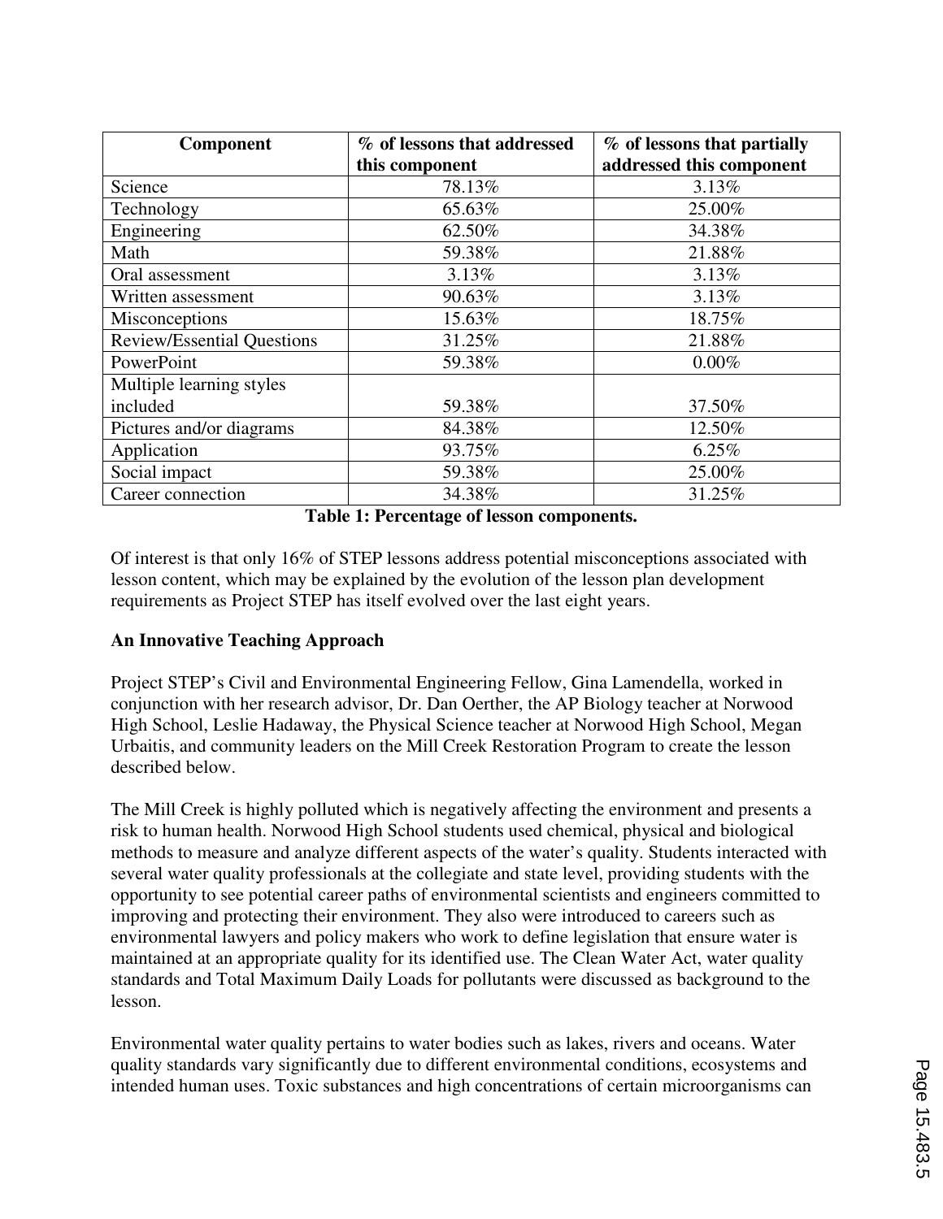| Component | % of lessons that addressed this component | % of lessons that partially addressed this component |
|---|---|---|
| Science | 78.13% | 3.13% |
| Technology | 65.63% | 25.00% |
| Engineering | 62.50% | 34.38% |
| Math | 59.38% | 21.88% |
| Oral assessment | 3.13% | 3.13% |
| Written assessment | 90.63% | 3.13% |
| Misconceptions | 15.63% | 18.75% |
| Review/Essential Questions | 31.25% | 21.88% |
| PowerPoint | 59.38% | 0.00% |
| Multiple learning styles included | 59.38% | 37.50% |
| Pictures and/or diagrams | 84.38% | 12.50% |
| Application | 93.75% | 6.25% |
| Social impact | 59.38% | 25.00% |
| Career connection | 34.38% | 31.25% |

**Table 1: Percentage of lesson components.**

Of interest is that only 16% of STEP lessons address potential misconceptions associated with lesson content, which may be explained by the evolution of the lesson plan development requirements as Project STEP has itself evolved over the last eight years.

**An Innovative Teaching Approach**

Project STEP's Civil and Environmental Engineering Fellow, Gina Lamendella, worked in conjunction with her research advisor, Dr. Dan Oerther, the AP Biology teacher at Norwood High School, Leslie Hadaway, the Physical Science teacher at Norwood High School, Megan Urbaitis, and community leaders on the Mill Creek Restoration Program to create the lesson described below.

The Mill Creek is highly polluted which is negatively affecting the environment and presents a risk to human health. Norwood High School students used chemical, physical and biological methods to measure and analyze different aspects of the water's quality. Students interacted with several water quality professionals at the collegiate and state level, providing students with the opportunity to see potential career paths of environmental scientists and engineers committed to improving and protecting their environment. They also were introduced to careers such as environmental lawyers and policy makers who work to define legislation that ensure water is maintained at an appropriate quality for its identified use. The Clean Water Act, water quality standards and Total Maximum Daily Loads for pollutants were discussed as background to the lesson.

Environmental water quality pertains to water bodies such as lakes, rivers and oceans. Water quality standards vary significantly due to different environmental conditions, ecosystems and intended human uses. Toxic substances and high concentrations of certain microorganisms can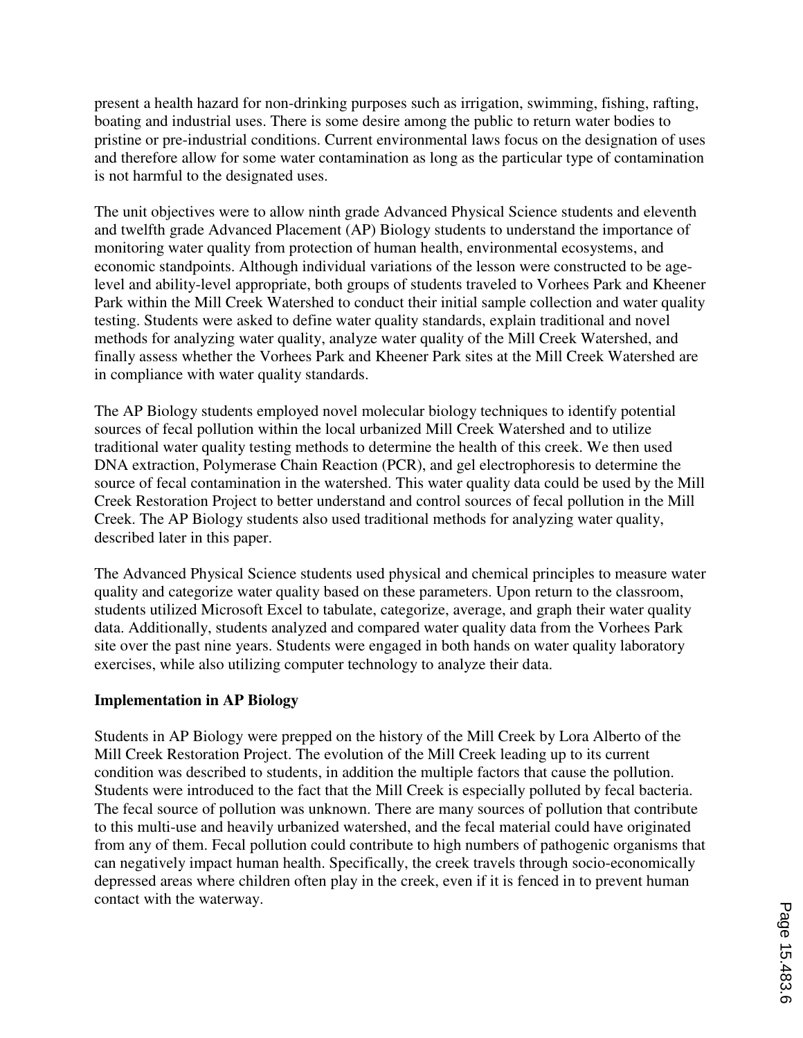present a health hazard for non-drinking purposes such as irrigation, swimming, fishing, rafting, boating and industrial uses. There is some desire among the public to return water bodies to pristine or pre-industrial conditions. Current environmental laws focus on the designation of uses and therefore allow for some water contamination as long as the particular type of contamination is not harmful to the designated uses.

The unit objectives were to allow ninth grade Advanced Physical Science students and eleventh and twelfth grade Advanced Placement (AP) Biology students to understand the importance of monitoring water quality from protection of human health, environmental ecosystems, and economic standpoints. Although individual variations of the lesson were constructed to be age-level and ability-level appropriate, both groups of students traveled to Vorhees Park and Kheener Park within the Mill Creek Watershed to conduct their initial sample collection and water quality testing. Students were asked to define water quality standards, explain traditional and novel methods for analyzing water quality, analyze water quality of the Mill Creek Watershed, and finally assess whether the Vorhees Park and Kheener Park sites at the Mill Creek Watershed are in compliance with water quality standards.

The AP Biology students employed novel molecular biology techniques to identify potential sources of fecal pollution within the local urbanized Mill Creek Watershed and to utilize traditional water quality testing methods to determine the health of this creek. We then used DNA extraction, Polymerase Chain Reaction (PCR), and gel electrophoresis to determine the source of fecal contamination in the watershed. This water quality data could be used by the Mill Creek Restoration Project to better understand and control sources of fecal pollution in the Mill Creek. The AP Biology students also used traditional methods for analyzing water quality, described later in this paper.

The Advanced Physical Science students used physical and chemical principles to measure water quality and categorize water quality based on these parameters. Upon return to the classroom, students utilized Microsoft Excel to tabulate, categorize, average, and graph their water quality data. Additionally, students analyzed and compared water quality data from the Vorhees Park site over the past nine years. Students were engaged in both hands on water quality laboratory exercises, while also utilizing computer technology to analyze their data.

**Implementation in AP Biology**

Students in AP Biology were prepped on the history of the Mill Creek by Lora Alberto of the Mill Creek Restoration Project. The evolution of the Mill Creek leading up to its current condition was described to students, in addition the multiple factors that cause the pollution. Students were introduced to the fact that the Mill Creek is especially polluted by fecal bacteria. The fecal source of pollution was unknown. There are many sources of pollution that contribute to this multi-use and heavily urbanized watershed, and the fecal material could have originated from any of them. Fecal pollution could contribute to high numbers of pathogenic organisms that can negatively impact human health. Specifically, the creek travels through socio-economically depressed areas where children often play in the creek, even if it is fenced in to prevent human contact with the waterway.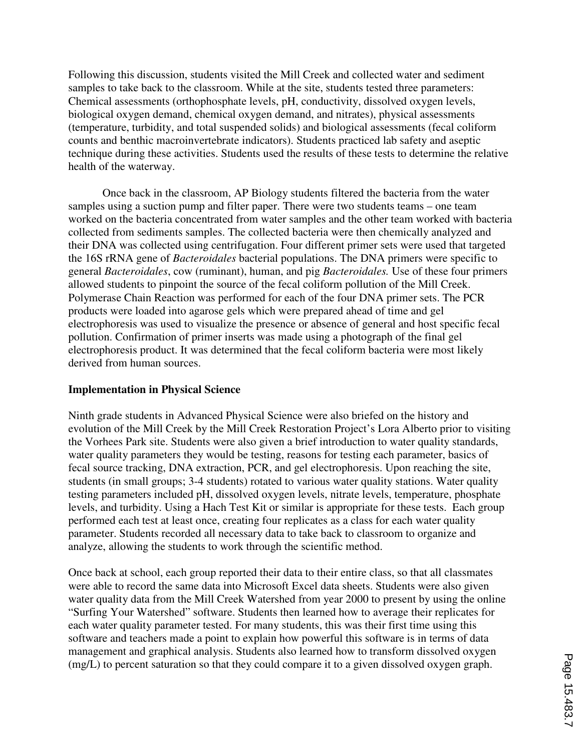Following this discussion, students visited the Mill Creek and collected water and sediment samples to take back to the classroom. While at the site, students tested three parameters: Chemical assessments (orthophosphate levels, pH, conductivity, dissolved oxygen levels, biological oxygen demand, chemical oxygen demand, and nitrates), physical assessments (temperature, turbidity, and total suspended solids) and biological assessments (fecal coliform counts and benthic macroinvertebrate indicators). Students practiced lab safety and aseptic technique during these activities. Students used the results of these tests to determine the relative health of the waterway.

Once back in the classroom, AP Biology students filtered the bacteria from the water samples using a suction pump and filter paper. There were two students teams – one team worked on the bacteria concentrated from water samples and the other team worked with bacteria collected from sediments samples. The collected bacteria were then chemically analyzed and their DNA was collected using centrifugation. Four different primer sets were used that targeted the 16S rRNA gene of *Bacteroidales* bacterial populations. The DNA primers were specific to general *Bacteroidales*, cow (ruminant), human, and pig *Bacteroidales.* Use of these four primers allowed students to pinpoint the source of the fecal coliform pollution of the Mill Creek. Polymerase Chain Reaction was performed for each of the four DNA primer sets. The PCR products were loaded into agarose gels which were prepared ahead of time and gel electrophoresis was used to visualize the presence or absence of general and host specific fecal pollution. Confirmation of primer inserts was made using a photograph of the final gel electrophoresis product. It was determined that the fecal coliform bacteria were most likely derived from human sources.

**Implementation in Physical Science**

Ninth grade students in Advanced Physical Science were also briefed on the history and evolution of the Mill Creek by the Mill Creek Restoration Project's Lora Alberto prior to visiting the Vorhees Park site. Students were also given a brief introduction to water quality standards, water quality parameters they would be testing, reasons for testing each parameter, basics of fecal source tracking, DNA extraction, PCR, and gel electrophoresis. Upon reaching the site, students (in small groups; 3-4 students) rotated to various water quality stations. Water quality testing parameters included pH, dissolved oxygen levels, nitrate levels, temperature, phosphate levels, and turbidity. Using a Hach Test Kit or similar is appropriate for these tests. Each group performed each test at least once, creating four replicates as a class for each water quality parameter. Students recorded all necessary data to take back to classroom to organize and analyze, allowing the students to work through the scientific method.

Once back at school, each group reported their data to their entire class, so that all classmates were able to record the same data into Microsoft Excel data sheets. Students were also given water quality data from the Mill Creek Watershed from year 2000 to present by using the online "Surfing Your Watershed" software. Students then learned how to average their replicates for each water quality parameter tested. For many students, this was their first time using this software and teachers made a point to explain how powerful this software is in terms of data management and graphical analysis. Students also learned how to transform dissolved oxygen (mg/L) to percent saturation so that they could compare it to a given dissolved oxygen graph.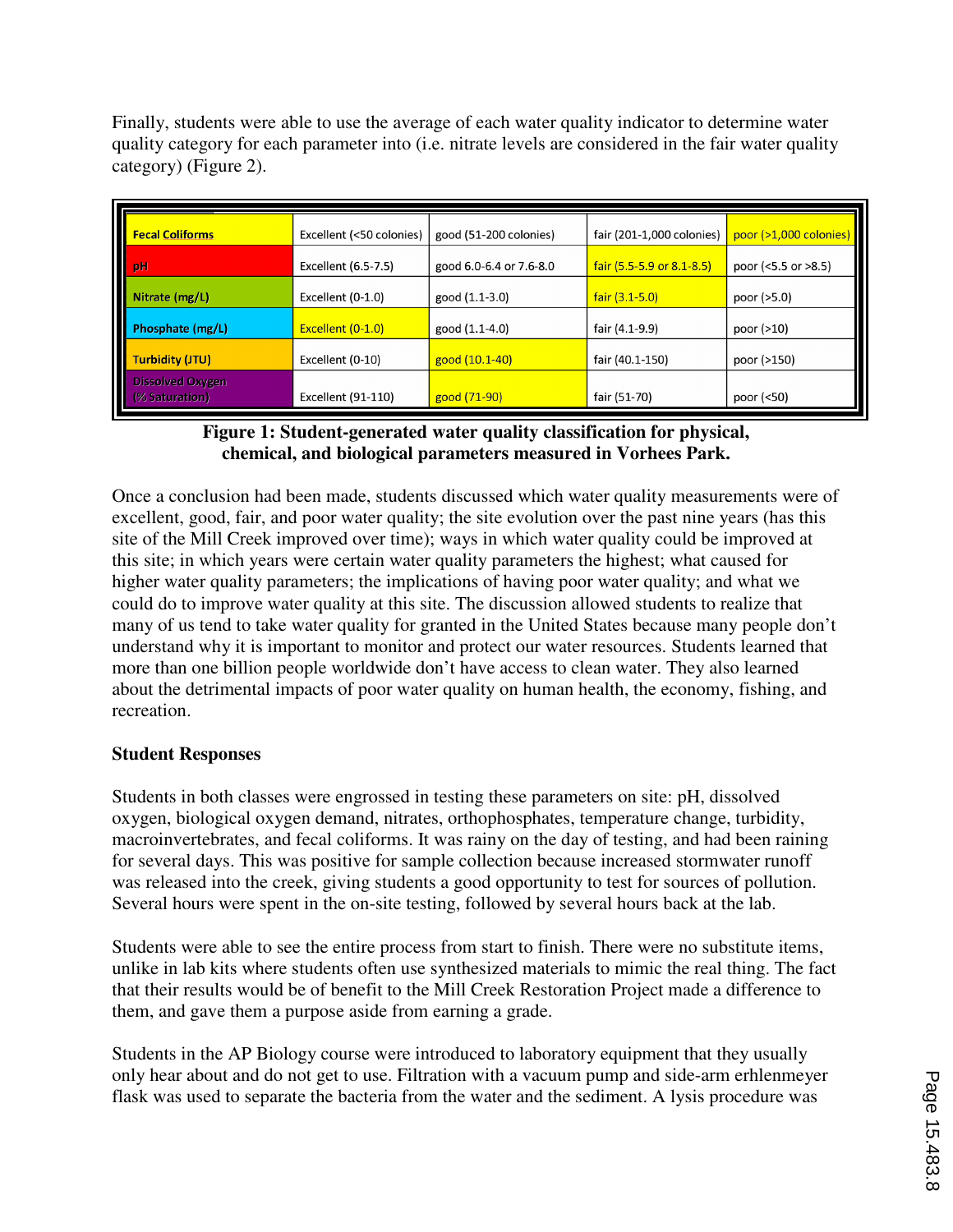Finally, students were able to use the average of each water quality indicator to determine water quality category for each parameter into (i.e. nitrate levels are considered in the fair water quality category) (Figure 2).

| Fecal Coliforms | Excellent (<50 colonies) | good (51-200 colonies) | fair (201-1,000 colonies) | poor (>1,000 colonies) |
|---|---|---|---|---|
| pH | Excellent (6.5-7.5) | good 6.0-6.4 or 7.6-8.0 | fair (5.5-5.9 or 8.1-8.5) | poor (<5.5 or >8.5) |
| Nitrate (mg/L) | Excellent (0-1.0) | good (1.1-3.0) | fair (3.1-5.0) | poor (>5.0) |
| Phosphate (mg/L) | Excellent (0-1.0) | good (1.1-4.0) | fair (4.1-9.9) | poor (>10) |
| Turbidity (JTU) | Excellent (0-10) | good (10.1-40) | fair (40.1-150) | poor (>150) |
| Dissolved Oxygen (% Saturation) | Excellent (91-110) | good (71-90) | fair (51-70) | poor (<50) |

**Figure 1: Student-generated water quality classification for physical, chemical, and biological parameters measured in Vorhees Park.**

Once a conclusion had been made, students discussed which water quality measurements were of excellent, good, fair, and poor water quality; the site evolution over the past nine years (has this site of the Mill Creek improved over time); ways in which water quality could be improved at this site; in which years were certain water quality parameters the highest; what caused for higher water quality parameters; the implications of having poor water quality; and what we could do to improve water quality at this site. The discussion allowed students to realize that many of us tend to take water quality for granted in the United States because many people don't understand why it is important to monitor and protect our water resources. Students learned that more than one billion people worldwide don't have access to clean water. They also learned about the detrimental impacts of poor water quality on human health, the economy, fishing, and recreation.

**Student Responses**

Students in both classes were engrossed in testing these parameters on site: pH, dissolved oxygen, biological oxygen demand, nitrates, orthophosphates, temperature change, turbidity, macroinvertebrates, and fecal coliforms. It was rainy on the day of testing, and had been raining for several days. This was positive for sample collection because increased stormwater runoff was released into the creek, giving students a good opportunity to test for sources of pollution. Several hours were spent in the on-site testing, followed by several hours back at the lab.

Students were able to see the entire process from start to finish. There were no substitute items, unlike in lab kits where students often use synthesized materials to mimic the real thing. The fact that their results would be of benefit to the Mill Creek Restoration Project made a difference to them, and gave them a purpose aside from earning a grade.

Students in the AP Biology course were introduced to laboratory equipment that they usually only hear about and do not get to use. Filtration with a vacuum pump and side-arm erhlenmeyer flask was used to separate the bacteria from the water and the sediment. A lysis procedure was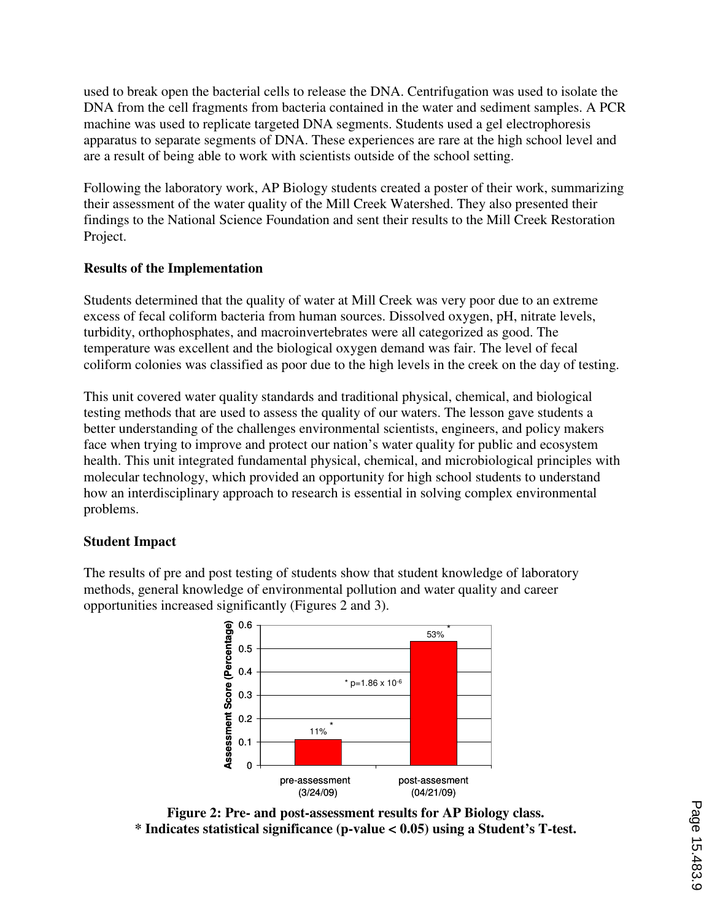used to break open the bacterial cells to release the DNA. Centrifugation was used to isolate the DNA from the cell fragments from bacteria contained in the water and sediment samples. A PCR machine was used to replicate targeted DNA segments. Students used a gel electrophoresis apparatus to separate segments of DNA. These experiences are rare at the high school level and are a result of being able to work with scientists outside of the school setting.

Following the laboratory work, AP Biology students created a poster of their work, summarizing their assessment of the water quality of the Mill Creek Watershed. They also presented their findings to the National Science Foundation and sent their results to the Mill Creek Restoration Project.

## Results of the Implementation

Students determined that the quality of water at Mill Creek was very poor due to an extreme excess of fecal coliform bacteria from human sources. Dissolved oxygen, pH, nitrate levels, turbidity, orthophosphates, and macroinvertebrates were all categorized as good. The temperature was excellent and the biological oxygen demand was fair. The level of fecal coliform colonies was classified as poor due to the high levels in the creek on the day of testing.

This unit covered water quality standards and traditional physical, chemical, and biological testing methods that are used to assess the quality of our waters. The lesson gave students a better understanding of the challenges environmental scientists, engineers, and policy makers face when trying to improve and protect our nation's water quality for public and ecosystem health. This unit integrated fundamental physical, chemical, and microbiological principles with molecular technology, which provided an opportunity for high school students to understand how an interdisciplinary approach to research is essential in solving complex environmental problems.

## Student Impact

The results of pre and post testing of students show that student knowledge of laboratory methods, general knowledge of environmental pollution and water quality and career opportunities increased significantly (Figures 2 and 3).

| | Assessment Score (Percentage) |
|---|---|
| pre-assessment (3/24/09) | 11% * |
| post-assesment (04/21/09) | 53% * |

* $p = 1.86 \times 10^{-6}$

**Figure 2: Pre- and post-assessment results for AP Biology class.**
**\* Indicates statistical significance (p-value < 0.05) using a Student's T-test.**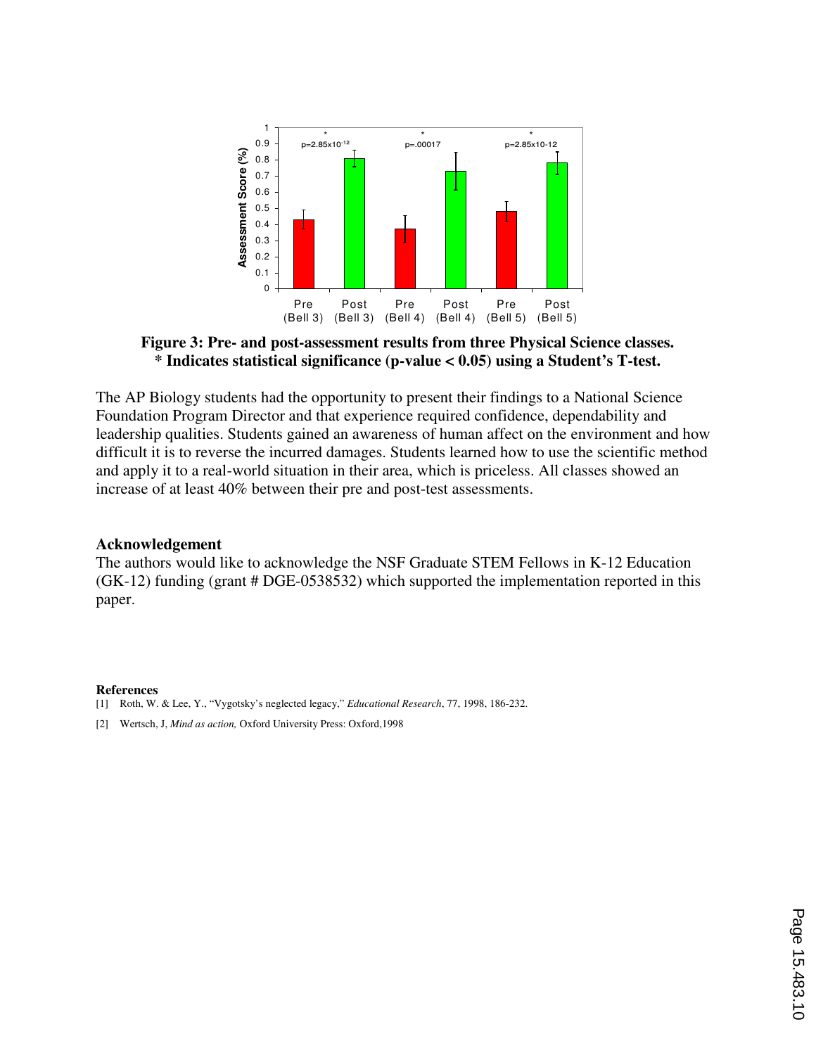Assessment Score (%)

1
0.9
0.8
0.7
0.6
0.5
0.4
0.3
0.2
0.1
0

*
p=2.85x10-12

*
p=.00017

*
p=2.85x10-12

Pre (Bell 3)
Post (Bell 3)
Pre (Bell 4)
Post (Bell 4)
Pre (Bell 5)
Post (Bell 5)

**Figure 3: Pre- and post-assessment results from three Physical Science classes.
* Indicates statistical significance (p-value < 0.05) using a Student's T-test.**

The AP Biology students had the opportunity to present their findings to a National Science Foundation Program Director and that experience required confidence, dependability and leadership qualities. Students gained an awareness of human affect on the environment and how difficult it is to reverse the incurred damages. Students learned how to use the scientific method and apply it to a real-world situation in their area, which is priceless. All classes showed an increase of at least 40% between their pre and post-test assessments.

## Acknowledgement

The authors would like to acknowledge the NSF Graduate STEM Fellows in K-12 Education (GK-12) funding (grant # DGE-0538532) which supported the implementation reported in this paper.

### References

[1] Roth, W. & Lee, Y., "Vygotsky's neglected legacy," *Educational Research*, 77, 1998, 186-232.

[2] Wertsch, J, *Mind as action,* Oxford University Press: Oxford,1998